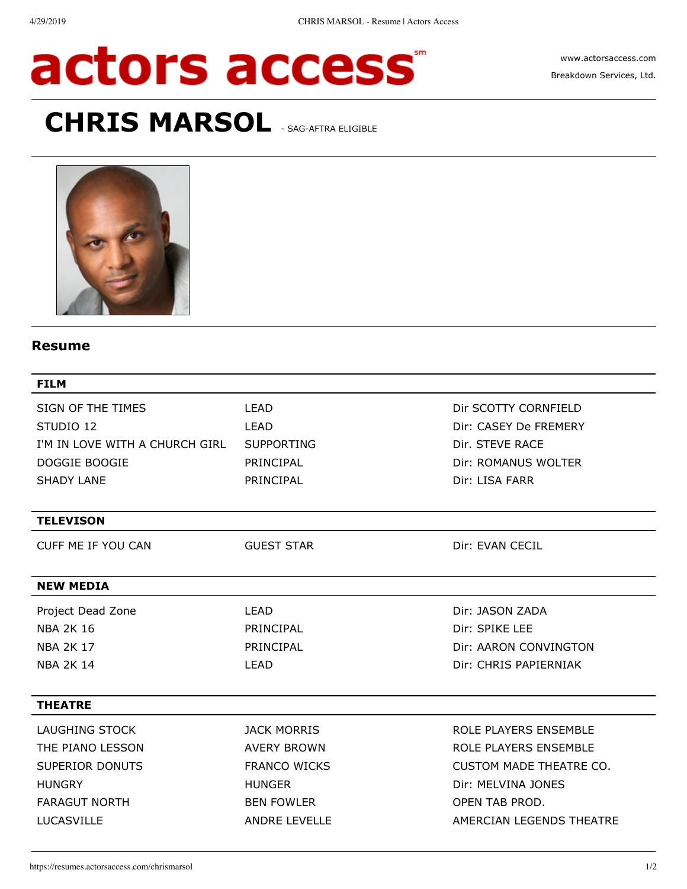# actors access

www.actorsaccess.com
Breakdown Services, Ltd.

# CHRIS MARSOL - SAG-AFTRA ELIGIBLE

## Resume

| FILM | | |
|---|---|---|
| SIGN OF THE TIMES | LEAD | Dir SCOTTY CORNFIELD |
| STUDIO 12 | LEAD | Dir: CASEY De FREMERY |
| I'M IN LOVE WITH A CHURCH GIRL | SUPPORTING | Dir. STEVE RACE |
| DOGGIE BOOGIE | PRINCIPAL | Dir: ROMANUS WOLTER |
| SHADY LANE | PRINCIPAL | Dir: LISA FARR |

| TELEVISON | | |
|---|---|---|
| CUFF ME IF YOU CAN | GUEST STAR | Dir: EVAN CECIL |

| NEW MEDIA | | |
|---|---|---|
| Project Dead Zone | LEAD | Dir: JASON ZADA |
| NBA 2K 16 | PRINCIPAL | Dir: SPIKE LEE |
| NBA 2K 17 | PRINCIPAL | Dir: AARON CONVINGTON |
| NBA 2K 14 | LEAD | Dir: CHRIS PAPIERNIAK |

| THEATRE | | |
|---|---|---|
| LAUGHING STOCK | JACK MORRIS | ROLE PLAYERS ENSEMBLE |
| THE PIANO LESSON | AVERY BROWN | ROLE PLAYERS ENSEMBLE |
| SUPERIOR DONUTS | FRANCO WICKS | CUSTOM MADE THEATRE CO. |
| HUNGRY | HUNGER | Dir: MELVINA JONES |
| FARAGUT NORTH | BEN FOWLER | OPEN TAB PROD. |
| LUCASVILLE | ANDRE LEVELLE | AMERCIAN LEGENDS THEATRE |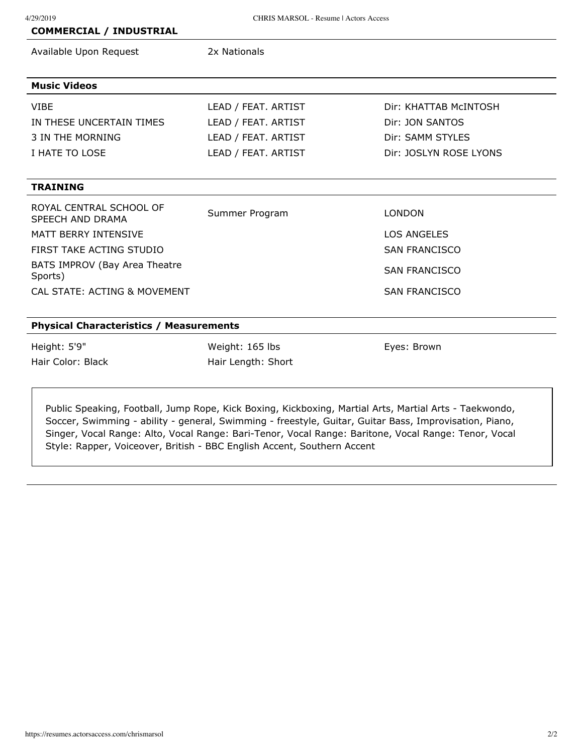## COMMERCIAL / INDUSTRIAL

| | |
|---|---|
| Available Upon Request | 2x Nationals |

## Music Videos

| | | |
|---|---|---|
| VIBE | LEAD / FEAT. ARTIST | Dir: KHATTAB McINTOSH |
| IN THESE UNCERTAIN TIMES | LEAD / FEAT. ARTIST | Dir: JON SANTOS |
| 3 IN THE MORNING | LEAD / FEAT. ARTIST | Dir: SAMM STYLES |
| I HATE TO LOSE | LEAD / FEAT. ARTIST | Dir: JOSLYN ROSE LYONS |

## TRAINING

| | | |
|---|---|---|
| ROYAL CENTRAL SCHOOL OF SPEECH AND DRAMA | Summer Program | LONDON |
| MATT BERRY INTENSIVE | | LOS ANGELES |
| FIRST TAKE ACTING STUDIO | | SAN FRANCISCO |
| BATS IMPROV (Bay Area Theatre Sports) | | SAN FRANCISCO |
| CAL STATE: ACTING & MOVEMENT | | SAN FRANCISCO |

## Physical Characteristics / Measurements

| | | |
|---|---|---|
| Height: 5'9" | Weight: 165 lbs | Eyes: Brown |
| Hair Color: Black | Hair Length: Short | |

Public Speaking, Football, Jump Rope, Kick Boxing, Kickboxing, Martial Arts, Martial Arts - Taekwondo, Soccer, Swimming - ability - general, Swimming - freestyle, Guitar, Guitar Bass, Improvisation, Piano, Singer, Vocal Range: Alto, Vocal Range: Bari-Tenor, Vocal Range: Baritone, Vocal Range: Tenor, Vocal Style: Rapper, Voiceover, British - BBC English Accent, Southern Accent